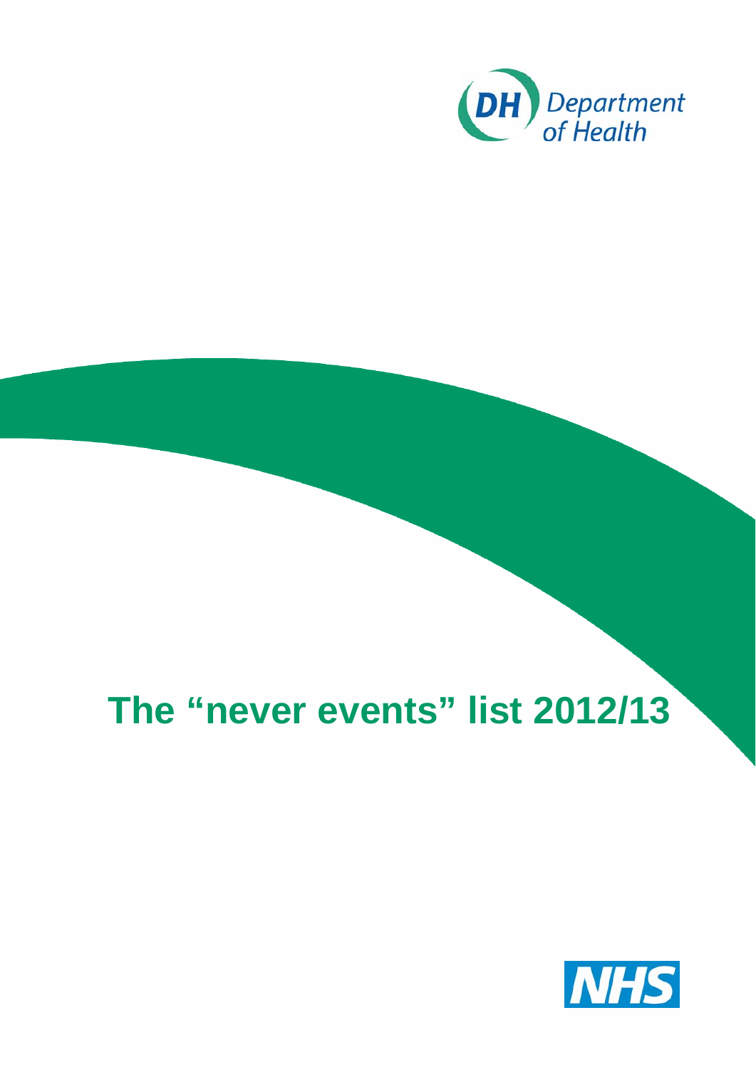Department of Health

# The "never events" list 2012/13

NHS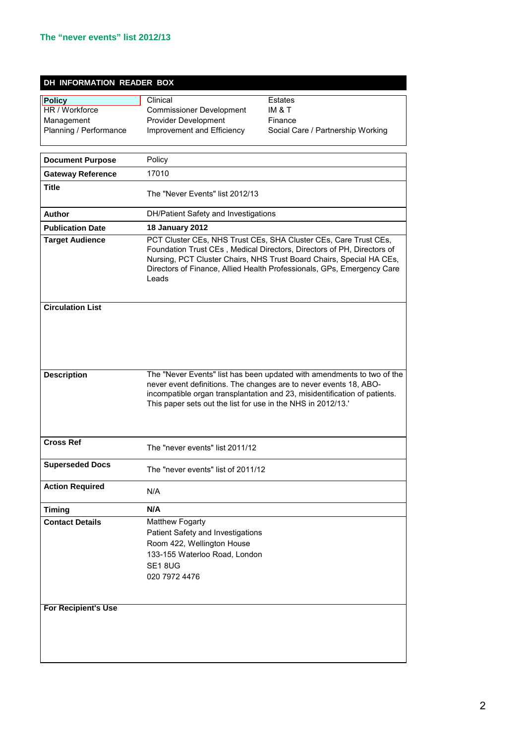## The "never events" list 2012/13

| DH INFORMATION READER BOX | | |
|---|---|---|
| **Policy** | Clinical | Estates |
| HR / Workforce | Commissioner Development | IM & T |
| Management | Provider Development | Finance |
| Planning / Performance | Improvement and Efficiency | Social Care / Partnership Working |

| | |
|---|---|
| **Document Purpose** | Policy |
| **Gateway Reference** | 17010 |
| **Title** | The "Never Events" list 2012/13 |
| **Author** | DH/Patient Safety and Investigations |
| **Publication Date** | **18 January 2012** |
| **Target Audience** | PCT Cluster CEs, NHS Trust CEs, SHA Cluster CEs, Care Trust CEs, Foundation Trust CEs , Medical Directors, Directors of PH, Directors of Nursing, PCT Cluster Chairs, NHS Trust Board Chairs, Special HA CEs, Directors of Finance, Allied Health Professionals, GPs, Emergency Care Leads |
| **Circulation List** | |
| **Description** | The "Never Events" list has been updated with amendments to two of the never event definitions. The changes are to never events 18, ABO-incompatible organ transplantation and 23, misidentification of patients. This paper sets out the list for use in the NHS in 2012/13.' |
| **Cross Ref** | The "never events" list 2011/12 |
| **Superseded Docs** | The "never events" list of 2011/12 |
| **Action Required** | N/A |
| **Timing** | **N/A** |
| **Contact Details** | Matthew Fogarty<br>Patient Safety and Investigations<br>Room 422, Wellington House<br>133-155 Waterloo Road, London<br>SE1 8UG<br>020 7972 4476 |
| **For Recipient's Use** | |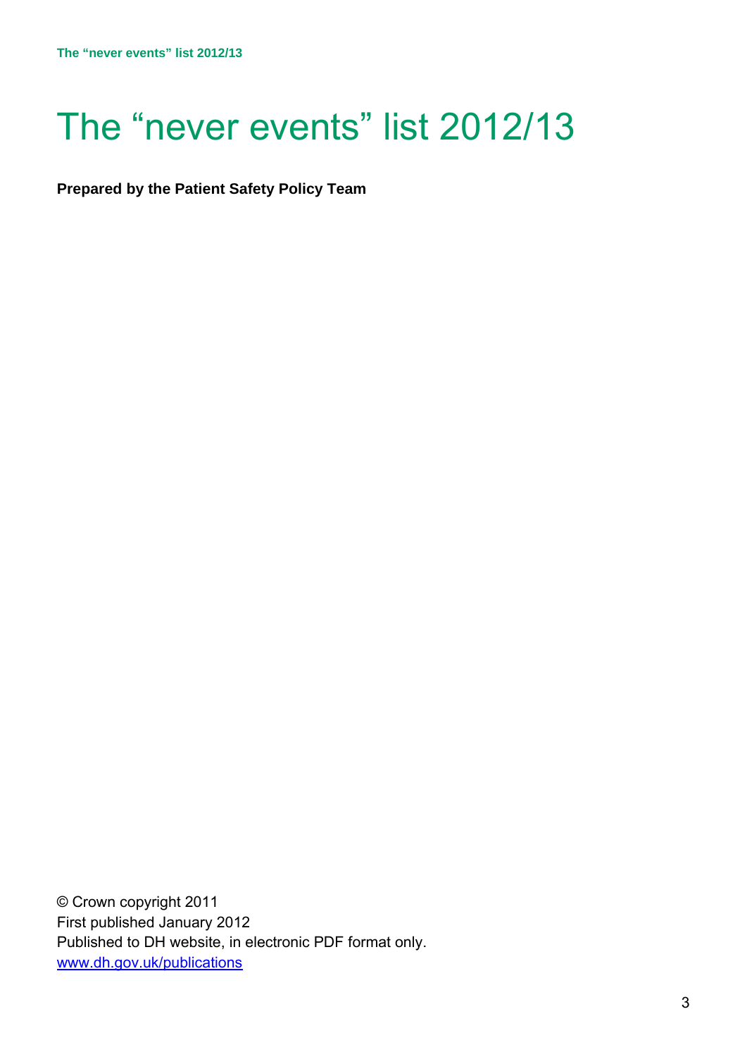# The “never events” list 2012/13

**Prepared by the Patient Safety Policy Team**

© Crown copyright 2011
First published January 2012
Published to DH website, in electronic PDF format only.
www.dh.gov.uk/publications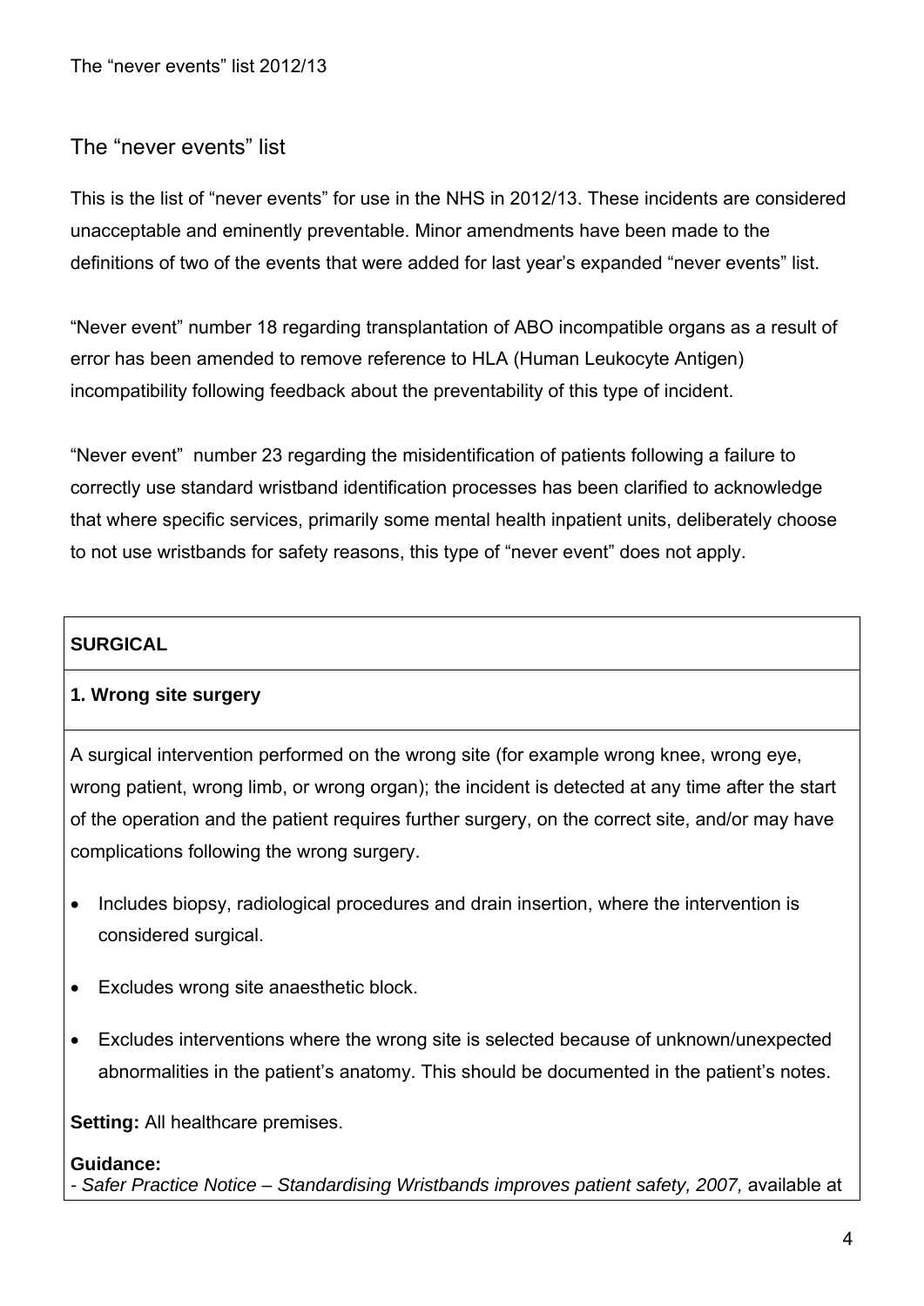## The "never events" list

This is the list of "never events" for use in the NHS in 2012/13. These incidents are considered unacceptable and eminently preventable. Minor amendments have been made to the definitions of two of the events that were added for last year's expanded "never events" list.

"Never event" number 18 regarding transplantation of ABO incompatible organs as a result of error has been amended to remove reference to HLA (Human Leukocyte Antigen) incompatibility following feedback about the preventability of this type of incident.

"Never event" number 23 regarding the misidentification of patients following a failure to correctly use standard wristband identification processes has been clarified to acknowledge that where specific services, primarily some mental health inpatient units, deliberately choose to not use wristbands for safety reasons, this type of "never event" does not apply.

### SURGICAL

#### 1. Wrong site surgery

A surgical intervention performed on the wrong site (for example wrong knee, wrong eye, wrong patient, wrong limb, or wrong organ); the incident is detected at any time after the start of the operation and the patient requires further surgery, on the correct site, and/or may have complications following the wrong surgery.

- Includes biopsy, radiological procedures and drain insertion, where the intervention is considered surgical.
- Excludes wrong site anaesthetic block.
- Excludes interventions where the wrong site is selected because of unknown/unexpected abnormalities in the patient's anatomy. This should be documented in the patient's notes.

**Setting:** All healthcare premises.

**Guidance:**
- *Safer Practice Notice – Standardising Wristbands improves patient safety, 2007,* available at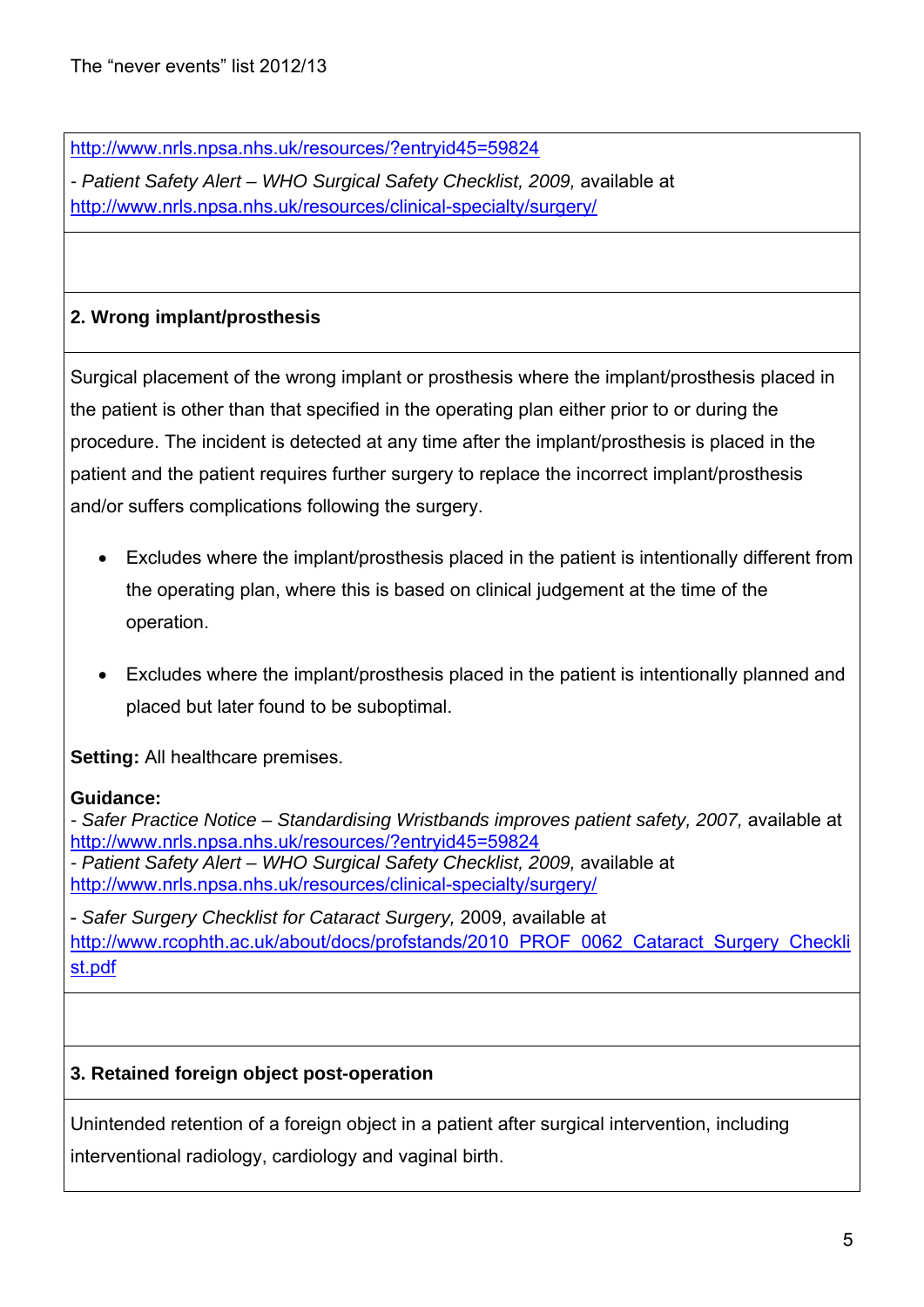http://www.nrls.npsa.nhs.uk/resources/?entryid45=59824

- *Patient Safety Alert – WHO Surgical Safety Checklist, 2009,* available at http://www.nrls.npsa.nhs.uk/resources/clinical-specialty/surgery/

**2. Wrong implant/prosthesis**

Surgical placement of the wrong implant or prosthesis where the implant/prosthesis placed in the patient is other than that specified in the operating plan either prior to or during the procedure. The incident is detected at any time after the implant/prosthesis is placed in the patient and the patient requires further surgery to replace the incorrect implant/prosthesis and/or suffers complications following the surgery.

- Excludes where the implant/prosthesis placed in the patient is intentionally different from the operating plan, where this is based on clinical judgement at the time of the operation.
- Excludes where the implant/prosthesis placed in the patient is intentionally planned and placed but later found to be suboptimal.

**Setting:** All healthcare premises.

**Guidance:**
- *Safer Practice Notice – Standardising Wristbands improves patient safety, 2007,* available at http://www.nrls.npsa.nhs.uk/resources/?entryid45=59824
- *Patient Safety Alert – WHO Surgical Safety Checklist, 2009,* available at http://www.nrls.npsa.nhs.uk/resources/clinical-specialty/surgery/

- *Safer Surgery Checklist for Cataract Surgery,* 2009, available at http://www.rcophth.ac.uk/about/docs/profstands/2010_PROF_0062_Cataract_Surgery_Checklist.pdf

**3. Retained foreign object post-operation**

Unintended retention of a foreign object in a patient after surgical intervention, including interventional radiology, cardiology and vaginal birth.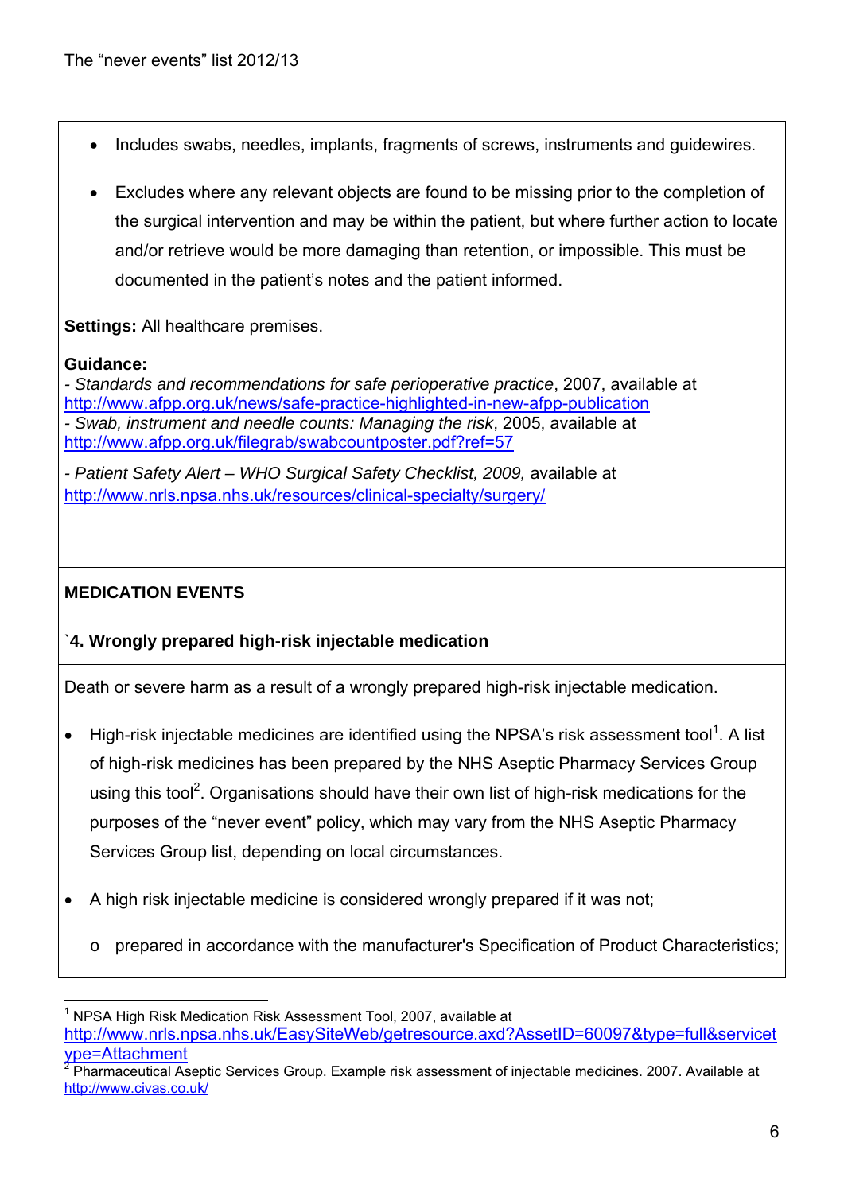- Includes swabs, needles, implants, fragments of screws, instruments and guidewires.
- Excludes where any relevant objects are found to be missing prior to the completion of the surgical intervention and may be within the patient, but where further action to locate and/or retrieve would be more damaging than retention, or impossible. This must be documented in the patient's notes and the patient informed.

**Settings:** All healthcare premises.

**Guidance:**
- *Standards and recommendations for safe perioperative practice*, 2007, available at http://www.afpp.org.uk/news/safe-practice-highlighted-in-new-afpp-publication
- *Swab, instrument and needle counts: Managing the risk*, 2005, available at http://www.afpp.org.uk/filegrab/swabcountposter.pdf?ref=57

- *Patient Safety Alert – WHO Surgical Safety Checklist, 2009,* available at http://www.nrls.npsa.nhs.uk/resources/clinical-specialty/surgery/

## MEDICATION EVENTS

### `4. Wrongly prepared high-risk injectable medication

Death or severe harm as a result of a wrongly prepared high-risk injectable medication.

- High-risk injectable medicines are identified using the NPSA's risk assessment tool[1]. A list of high-risk medicines has been prepared by the NHS Aseptic Pharmacy Services Group using this tool[2]. Organisations should have their own list of high-risk medications for the purposes of the "never event" policy, which may vary from the NHS Aseptic Pharmacy Services Group list, depending on local circumstances.
- A high risk injectable medicine is considered wrongly prepared if it was not;
  - prepared in accordance with the manufacturer's Specification of Product Characteristics;

---

[1] NPSA High Risk Medication Risk Assessment Tool, 2007, available at http://www.nrls.npsa.nhs.uk/EasySiteWeb/getresource.axd?AssetID=60097&type=full&servicetype=Attachment

[2] Pharmaceutical Aseptic Services Group. Example risk assessment of injectable medicines. 2007. Available at http://www.civas.co.uk/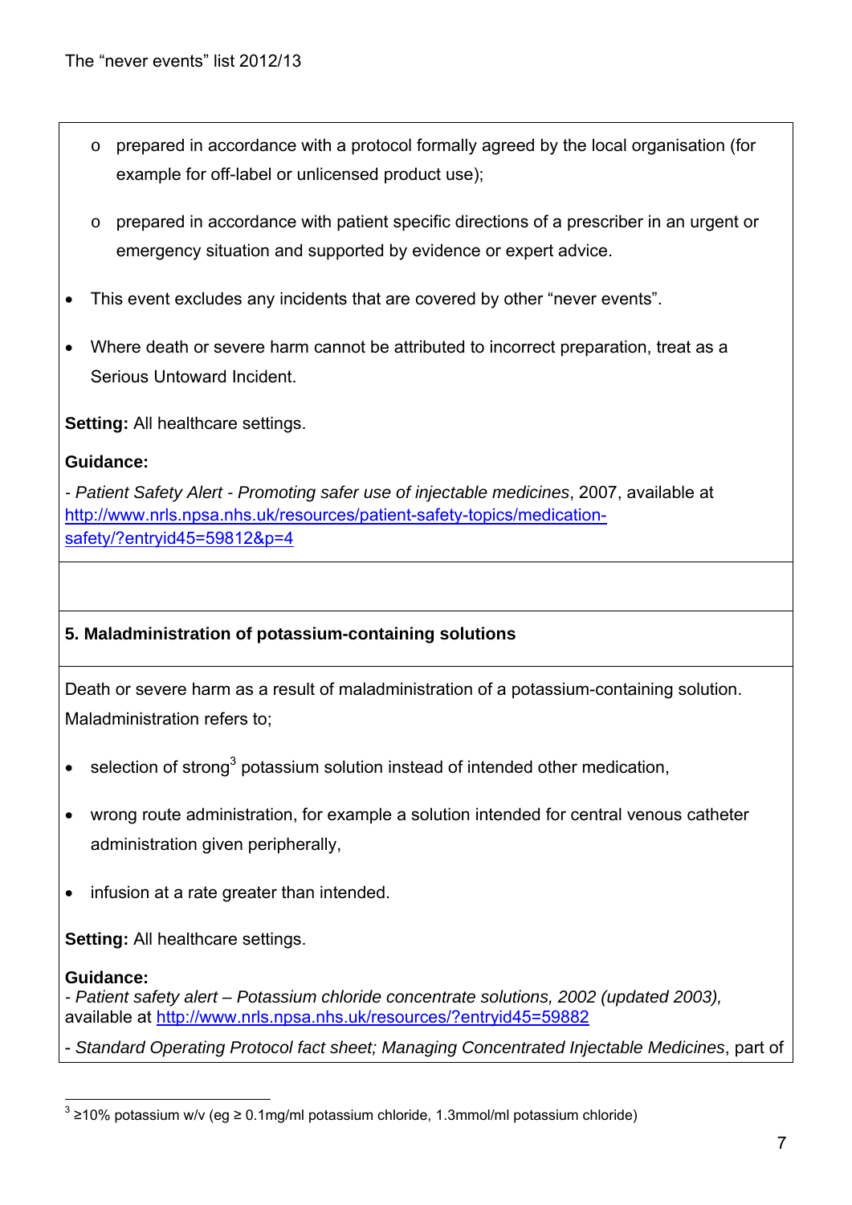- prepared in accordance with a protocol formally agreed by the local organisation (for example for off-label or unlicensed product use);
- prepared in accordance with patient specific directions of a prescriber in an urgent or emergency situation and supported by evidence or expert advice.

- This event excludes any incidents that are covered by other "never events".
- Where death or severe harm cannot be attributed to incorrect preparation, treat as a Serious Untoward Incident.

**Setting:** All healthcare settings.

**Guidance:**

- *Patient Safety Alert - Promoting safer use of injectable medicines*, 2007, available at http://www.nrls.npsa.nhs.uk/resources/patient-safety-topics/medication-safety/?entryid45=59812&p=4

### 5. Maladministration of potassium-containing solutions

Death or severe harm as a result of maladministration of a potassium-containing solution. Maladministration refers to;

- selection of strong[3] potassium solution instead of intended other medication,
- wrong route administration, for example a solution intended for central venous catheter administration given peripherally,
- infusion at a rate greater than intended.

**Setting:** All healthcare settings.

**Guidance:**
- *Patient safety alert – Potassium chloride concentrate solutions, 2002 (updated 2003),* available at http://www.nrls.npsa.nhs.uk/resources/?entryid45=59882

- *Standard Operating Protocol fact sheet; Managing Concentrated Injectable Medicines*, part of

[3] ≥10% potassium w/v (eg ≥ 0.1mg/ml potassium chloride, 1.3mmol/ml potassium chloride)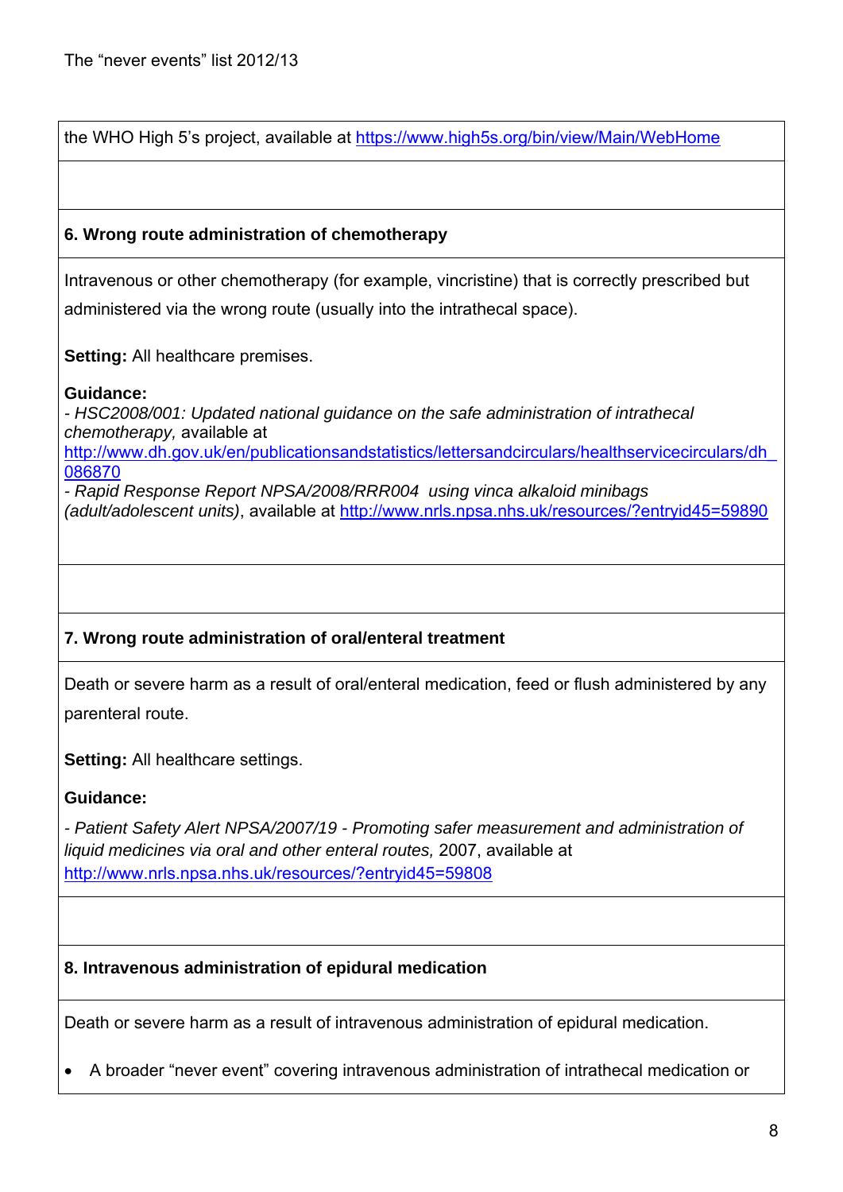the WHO High 5's project, available at https://www.high5s.org/bin/view/Main/WebHome

### 6. Wrong route administration of chemotherapy

Intravenous or other chemotherapy (for example, vincristine) that is correctly prescribed but administered via the wrong route (usually into the intrathecal space).

**Setting:** All healthcare premises.

**Guidance:**
- *HSC2008/001: Updated national guidance on the safe administration of intrathecal chemotherapy,* available at http://www.dh.gov.uk/en/publicationsandstatistics/lettersandcirculars/healthservicecirculars/dh_086870
- *Rapid Response Report NPSA/2008/RRR004 using vinca alkaloid minibags (adult/adolescent units)*, available at http://www.nrls.npsa.nhs.uk/resources/?entryid45=59890

### 7. Wrong route administration of oral/enteral treatment

Death or severe harm as a result of oral/enteral medication, feed or flush administered by any parenteral route.

**Setting:** All healthcare settings.

**Guidance:**

- *Patient Safety Alert NPSA/2007/19 - Promoting safer measurement and administration of liquid medicines via oral and other enteral routes,* 2007, available at http://www.nrls.npsa.nhs.uk/resources/?entryid45=59808

### 8. Intravenous administration of epidural medication

Death or severe harm as a result of intravenous administration of epidural medication.

- A broader "never event" covering intravenous administration of intrathecal medication or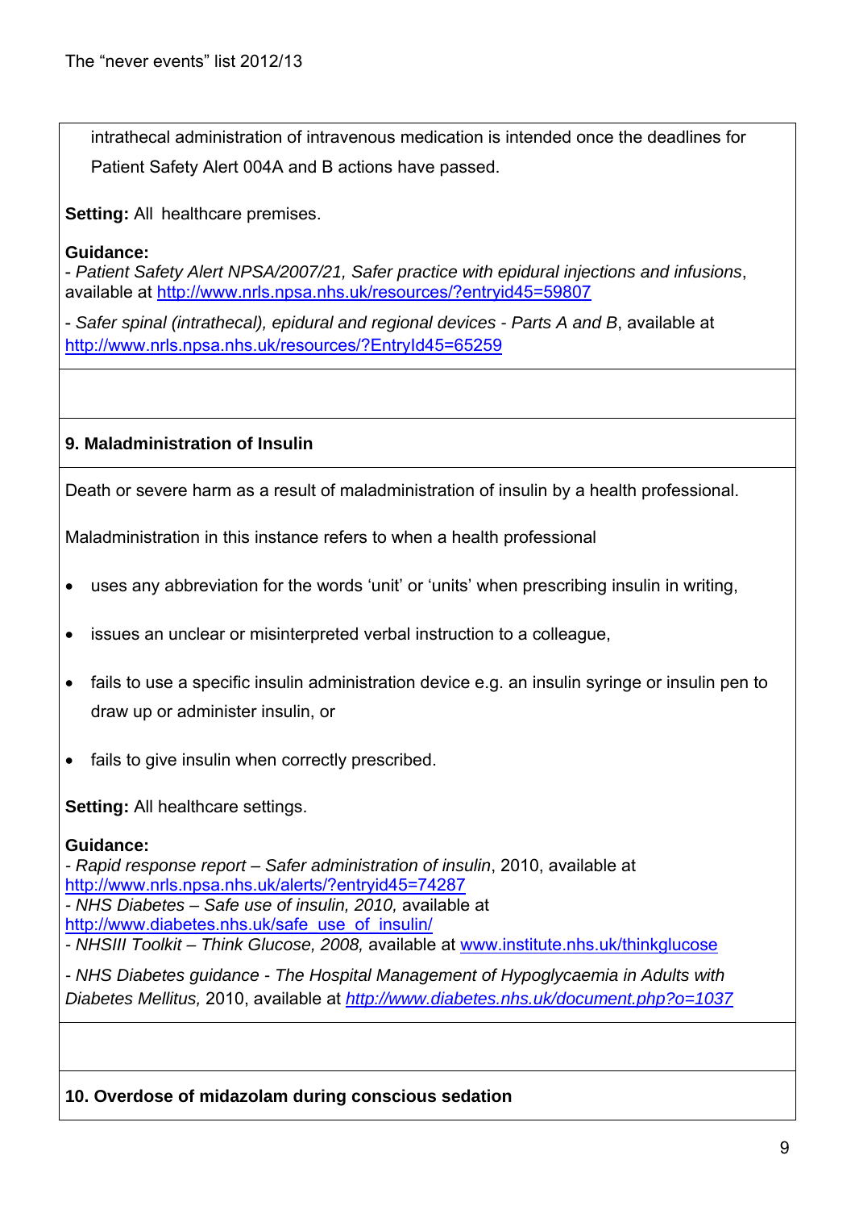intrathecal administration of intravenous medication is intended once the deadlines for Patient Safety Alert 004A and B actions have passed.

**Setting:** All healthcare premises.

**Guidance:**
- *Patient Safety Alert NPSA/2007/21, Safer practice with epidural injections and infusions*, available at http://www.nrls.npsa.nhs.uk/resources/?entryid45=59807

- *Safer spinal (intrathecal), epidural and regional devices - Parts A and B*, available at http://www.nrls.npsa.nhs.uk/resources/?EntryId45=65259

**9. Maladministration of Insulin**

Death or severe harm as a result of maladministration of insulin by a health professional.

Maladministration in this instance refers to when a health professional

- uses any abbreviation for the words 'unit' or 'units' when prescribing insulin in writing,
- issues an unclear or misinterpreted verbal instruction to a colleague,
- fails to use a specific insulin administration device e.g. an insulin syringe or insulin pen to draw up or administer insulin, or
- fails to give insulin when correctly prescribed.

**Setting:** All healthcare settings.

**Guidance:**
- *Rapid response report – Safer administration of insulin*, 2010, available at http://www.nrls.npsa.nhs.uk/alerts/?entryid45=74287
- *NHS Diabetes – Safe use of insulin, 2010,* available at http://www.diabetes.nhs.uk/safe_use_of_insulin/
- *NHSIII Toolkit – Think Glucose, 2008,* available at www.institute.nhs.uk/thinkglucose

- *NHS Diabetes guidance - The Hospital Management of Hypoglycaemia in Adults with Diabetes Mellitus,* 2010, available at *http://www.diabetes.nhs.uk/document.php?o=1037*

**10. Overdose of midazolam during conscious sedation**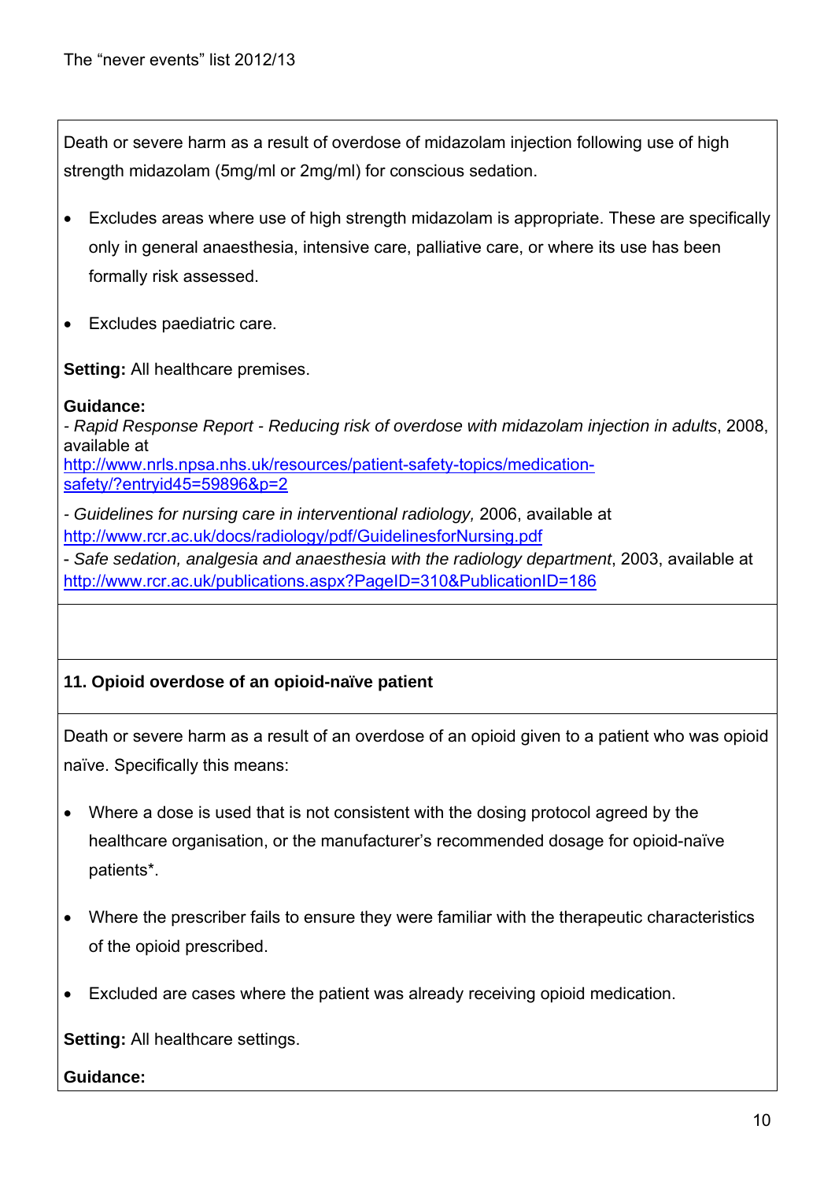Death or severe harm as a result of overdose of midazolam injection following use of high strength midazolam (5mg/ml or 2mg/ml) for conscious sedation.

- Excludes areas where use of high strength midazolam is appropriate. These are specifically only in general anaesthesia, intensive care, palliative care, or where its use has been formally risk assessed.
- Excludes paediatric care.

**Setting:** All healthcare premises.

**Guidance:**
- *Rapid Response Report - Reducing risk of overdose with midazolam injection in adults*, 2008, available at http://www.nrls.npsa.nhs.uk/resources/patient-safety-topics/medication-safety/?entryid45=59896&p=2

- *Guidelines for nursing care in interventional radiology,* 2006, available at http://www.rcr.ac.uk/docs/radiology/pdf/GuidelinesforNursing.pdf
- *Safe sedation, analgesia and anaesthesia with the radiology department*, 2003, available at http://www.rcr.ac.uk/publications.aspx?PageID=310&PublicationID=186

**11. Opioid overdose of an opioid-naïve patient**

Death or severe harm as a result of an overdose of an opioid given to a patient who was opioid naïve. Specifically this means:

- Where a dose is used that is not consistent with the dosing protocol agreed by the healthcare organisation, or the manufacturer's recommended dosage for opioid-naïve patients*.
- Where the prescriber fails to ensure they were familiar with the therapeutic characteristics of the opioid prescribed.
- Excluded are cases where the patient was already receiving opioid medication.

**Setting:** All healthcare settings.

**Guidance:**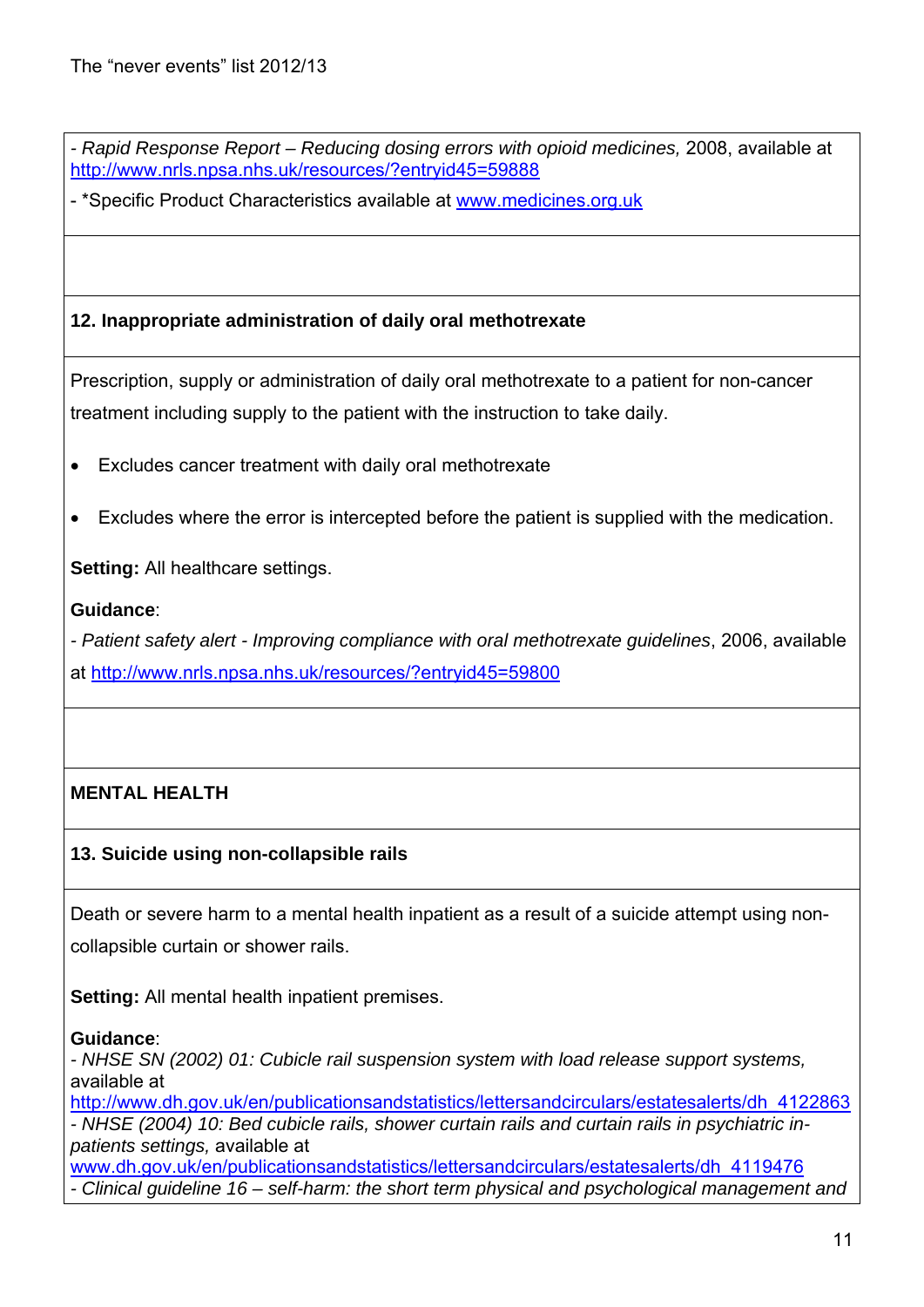- *Rapid Response Report – Reducing dosing errors with opioid medicines,* 2008, available at http://www.nrls.npsa.nhs.uk/resources/?entryid45=59888

- *Specific Product Characteristics available at www.medicines.org.uk

**12. Inappropriate administration of daily oral methotrexate**

Prescription, supply or administration of daily oral methotrexate to a patient for non-cancer treatment including supply to the patient with the instruction to take daily.

- Excludes cancer treatment with daily oral methotrexate
- Excludes where the error is intercepted before the patient is supplied with the medication.

**Setting:** All healthcare settings.

**Guidance**:
- *Patient safety alert - Improving compliance with oral methotrexate guidelines*, 2006, available at http://www.nrls.npsa.nhs.uk/resources/?entryid45=59800

**MENTAL HEALTH**

**13. Suicide using non-collapsible rails**

Death or severe harm to a mental health inpatient as a result of a suicide attempt using non-collapsible curtain or shower rails.

**Setting:** All mental health inpatient premises.

**Guidance**:
- *NHSE SN (2002) 01: Cubicle rail suspension system with load release support systems,* available at http://www.dh.gov.uk/en/publicationsandstatistics/lettersandcirculars/estatesalerts/dh_4122863
- *NHSE (2004) 10: Bed cubicle rails, shower curtain rails and curtain rails in psychiatric in-patients settings,* available at www.dh.gov.uk/en/publicationsandstatistics/lettersandcirculars/estatesalerts/dh_4119476
- *Clinical guideline 16 – self-harm: the short term physical and psychological management and*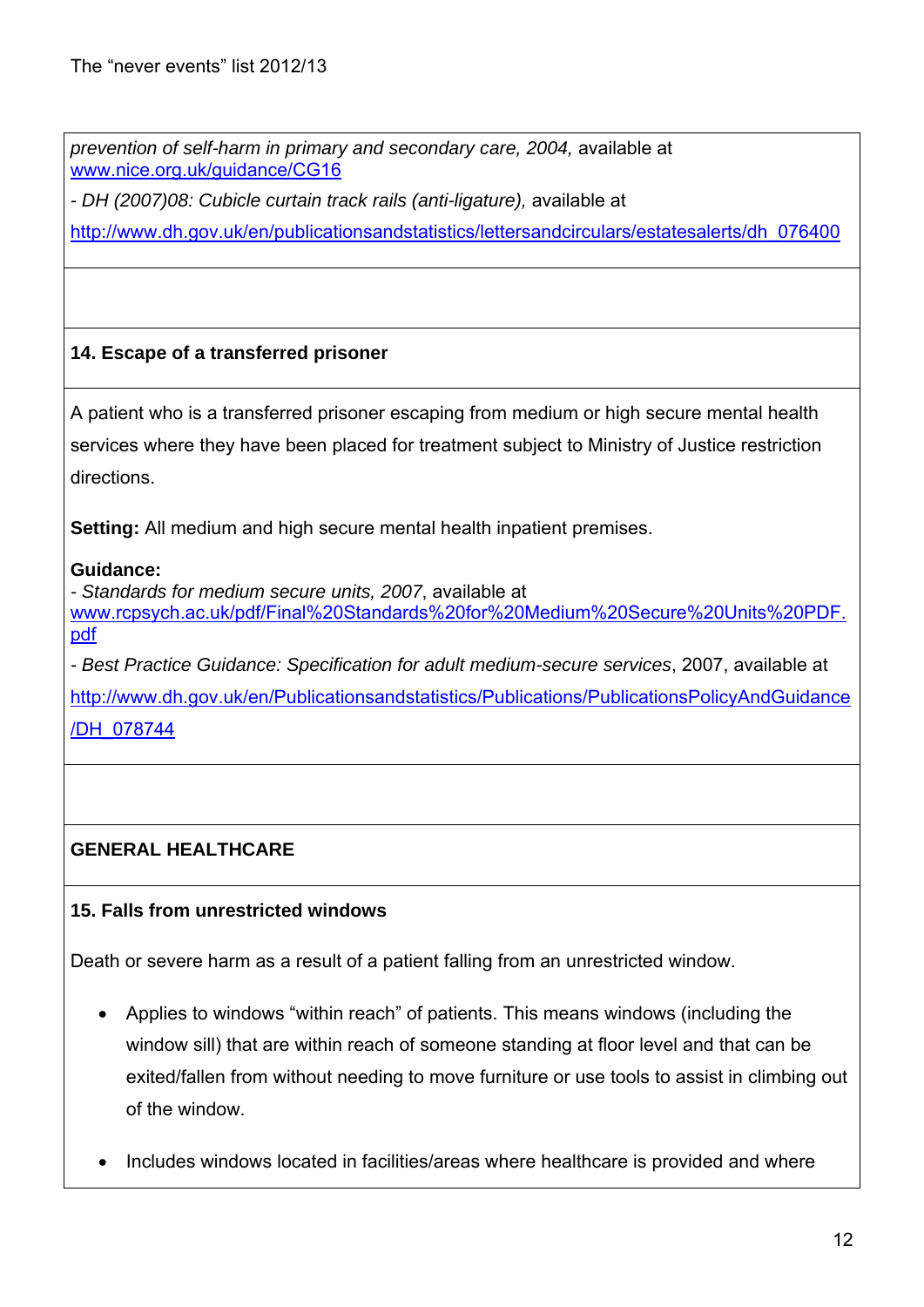*prevention of self-harm in primary and secondary care, 2004,* available at www.nice.org.uk/guidance/CG16

- *DH (2007)08: Cubicle curtain track rails (anti-ligature),* available at http://www.dh.gov.uk/en/publicationsandstatistics/lettersandcirculars/estatesalerts/dh_076400

**14. Escape of a transferred prisoner**

A patient who is a transferred prisoner escaping from medium or high secure mental health services where they have been placed for treatment subject to Ministry of Justice restriction directions.

**Setting:** All medium and high secure mental health inpatient premises.

**Guidance:**
- *Standards for medium secure units, 2007*, available at www.rcpsych.ac.uk/pdf/Final%20Standards%20for%20Medium%20Secure%20Units%20PDF.pdf
- *Best Practice Guidance: Specification for adult medium-secure services*, 2007, available at http://www.dh.gov.uk/en/Publicationsandstatistics/Publications/PublicationsPolicyAndGuidance/DH_078744

**GENERAL HEALTHCARE**

**15. Falls from unrestricted windows**

Death or severe harm as a result of a patient falling from an unrestricted window.

- Applies to windows "within reach" of patients. This means windows (including the window sill) that are within reach of someone standing at floor level and that can be exited/fallen from without needing to move furniture or use tools to assist in climbing out of the window.
- Includes windows located in facilities/areas where healthcare is provided and where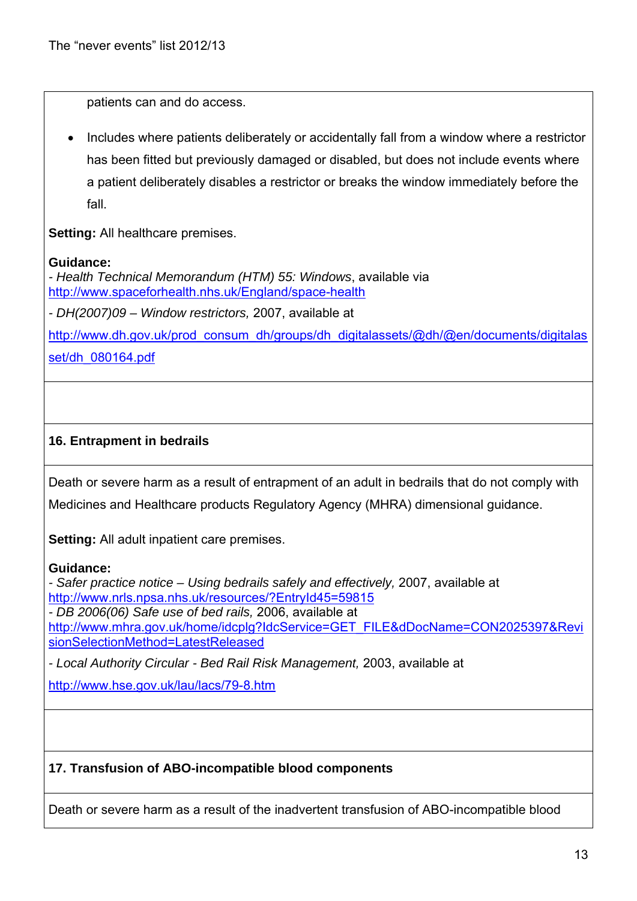patients can and do access.

- Includes where patients deliberately or accidentally fall from a window where a restrictor has been fitted but previously damaged or disabled, but does not include events where a patient deliberately disables a restrictor or breaks the window immediately before the fall.

**Setting:** All healthcare premises.

**Guidance:**
- *Health Technical Memorandum (HTM) 55: Windows*, available via http://www.spaceforhealth.nhs.uk/England/space-health
- *DH(2007)09 – Window restrictors,* 2007, available at http://www.dh.gov.uk/prod_consum_dh/groups/dh_digitalassets/@dh/@en/documents/digitalasset/dh_080164.pdf

### 16. Entrapment in bedrails

Death or severe harm as a result of entrapment of an adult in bedrails that do not comply with Medicines and Healthcare products Regulatory Agency (MHRA) dimensional guidance.

**Setting:** All adult inpatient care premises.

**Guidance:**
- *Safer practice notice – Using bedrails safely and effectively,* 2007, available at http://www.nrls.npsa.nhs.uk/resources/?EntryId45=59815
- *DB 2006(06) Safe use of bed rails*, 2006, available at http://www.mhra.gov.uk/home/idcplg?IdcService=GET_FILE&dDocName=CON2025397&RevisionSelectionMethod=LatestReleased
- *Local Authority Circular - Bed Rail Risk Management,* 2003, available at http://www.hse.gov.uk/lau/lacs/79-8.htm

### 17. Transfusion of ABO-incompatible blood components

Death or severe harm as a result of the inadvertent transfusion of ABO-incompatible blood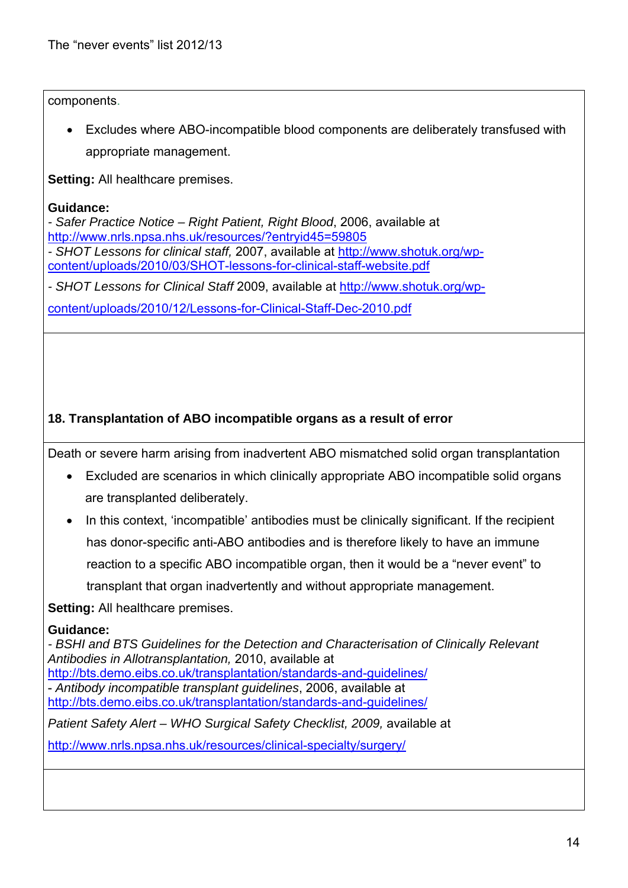components.

- Excludes where ABO-incompatible blood components are deliberately transfused with appropriate management.

**Setting:** All healthcare premises.

**Guidance:**
- *Safer Practice Notice – Right Patient, Right Blood*, 2006, available at http://www.nrls.npsa.nhs.uk/resources/?entryid45=59805
- *SHOT Lessons for clinical staff,* 2007, available at http://www.shotuk.org/wp-content/uploads/2010/03/SHOT-lessons-for-clinical-staff-website.pdf
- *SHOT Lessons for Clinical Staff* 2009, available at http://www.shotuk.org/wp-content/uploads/2010/12/Lessons-for-Clinical-Staff-Dec-2010.pdf

### 18. Transplantation of ABO incompatible organs as a result of error

Death or severe harm arising from inadvertent ABO mismatched solid organ transplantation

- Excluded are scenarios in which clinically appropriate ABO incompatible solid organs are transplanted deliberately.
- In this context, 'incompatible' antibodies must be clinically significant. If the recipient has donor-specific anti-ABO antibodies and is therefore likely to have an immune reaction to a specific ABO incompatible organ, then it would be a "never event" to transplant that organ inadvertently and without appropriate management.

**Setting:** All healthcare premises.

**Guidance:**
- *BSHI and BTS Guidelines for the Detection and Characterisation of Clinically Relevant Antibodies in Allotransplantation,* 2010, available at http://bts.demo.eibs.co.uk/transplantation/standards-and-guidelines/
- *Antibody incompatible transplant guidelines*, 2006, available at http://bts.demo.eibs.co.uk/transplantation/standards-and-guidelines/

*Patient Safety Alert – WHO Surgical Safety Checklist, 2009,* available at http://www.nrls.npsa.nhs.uk/resources/clinical-specialty/surgery/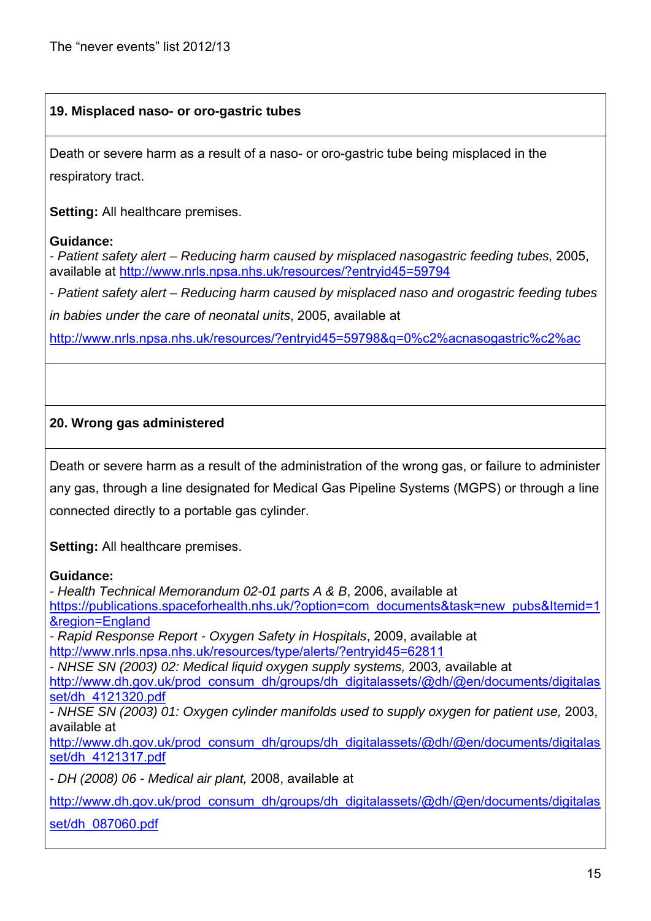**19. Misplaced naso- or oro-gastric tubes**

Death or severe harm as a result of a naso- or oro-gastric tube being misplaced in the respiratory tract.

**Setting:** All healthcare premises.

**Guidance:**
- *Patient safety alert – Reducing harm caused by misplaced nasogastric feeding tubes,* 2005, available at http://www.nrls.npsa.nhs.uk/resources/?entryid45=59794
- *Patient safety alert – Reducing harm caused by misplaced naso and orogastric feeding tubes in babies under the care of neonatal units*, 2005, available at http://www.nrls.npsa.nhs.uk/resources/?entryid45=59798&q=0%c2%acnasogastric%c2%ac

**20. Wrong gas administered**

Death or severe harm as a result of the administration of the wrong gas, or failure to administer any gas, through a line designated for Medical Gas Pipeline Systems (MGPS) or through a line connected directly to a portable gas cylinder.

**Setting:** All healthcare premises.

**Guidance:**
- *Health Technical Memorandum 02-01 parts A & B*, 2006, available at https://publications.spaceforhealth.nhs.uk/?option=com_documents&task=new_pubs&Itemid=1&region=England
- *Rapid Response Report - Oxygen Safety in Hospitals*, 2009, available at http://www.nrls.npsa.nhs.uk/resources/type/alerts/?entryid45=62811
- *NHSE SN (2003) 02: Medical liquid oxygen supply systems,* 2003*,* available at http://www.dh.gov.uk/prod_consum_dh/groups/dh_digitalassets/@dh/@en/documents/digitalasset/dh_4121320.pdf
- *NHSE SN (2003) 01: Oxygen cylinder manifolds used to supply oxygen for patient use,* 2003, available at http://www.dh.gov.uk/prod_consum_dh/groups/dh_digitalassets/@dh/@en/documents/digitalasset/dh_4121317.pdf
- *DH (2008) 06 - Medical air plant,* 2008, available at http://www.dh.gov.uk/prod_consum_dh/groups/dh_digitalassets/@dh/@en/documents/digitalasset/dh_087060.pdf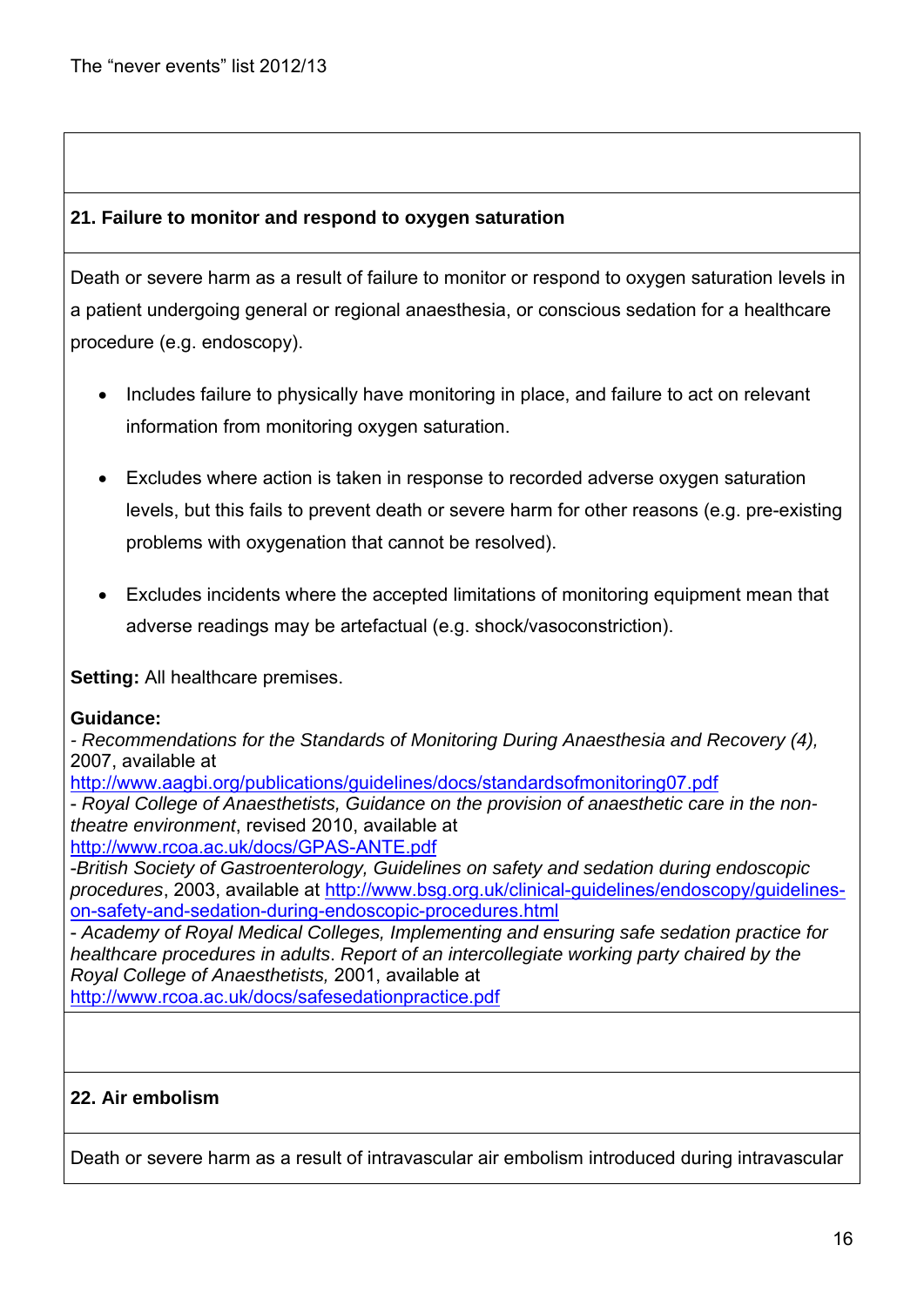### 21. Failure to monitor and respond to oxygen saturation

Death or severe harm as a result of failure to monitor or respond to oxygen saturation levels in a patient undergoing general or regional anaesthesia, or conscious sedation for a healthcare procedure (e.g. endoscopy).

- Includes failure to physically have monitoring in place, and failure to act on relevant information from monitoring oxygen saturation.
- Excludes where action is taken in response to recorded adverse oxygen saturation levels, but this fails to prevent death or severe harm for other reasons (e.g. pre-existing problems with oxygenation that cannot be resolved).
- Excludes incidents where the accepted limitations of monitoring equipment mean that adverse readings may be artefactual (e.g. shock/vasoconstriction).

**Setting:** All healthcare premises.

**Guidance:**
- *Recommendations for the Standards of Monitoring During Anaesthesia and Recovery (4),* 2007, available at http://www.aagbi.org/publications/guidelines/docs/standardsofmonitoring07.pdf
- *Royal College of Anaesthetists, Guidance on the provision of anaesthetic care in the non-theatre environment*, revised 2010, available at http://www.rcoa.ac.uk/docs/GPAS-ANTE.pdf
- *British Society of Gastroenterology, Guidelines on safety and sedation during endoscopic procedures*, 2003, available at http://www.bsg.org.uk/clinical-guidelines/endoscopy/guidelines-on-safety-and-sedation-during-endoscopic-procedures.html
- *Academy of Royal Medical Colleges, Implementing and ensuring safe sedation practice for healthcare procedures in adults*. *Report of an intercollegiate working party chaired by the Royal College of Anaesthetists,* 2001, available at http://www.rcoa.ac.uk/docs/safesedationpractice.pdf

### 22. Air embolism

Death or severe harm as a result of intravascular air embolism introduced during intravascular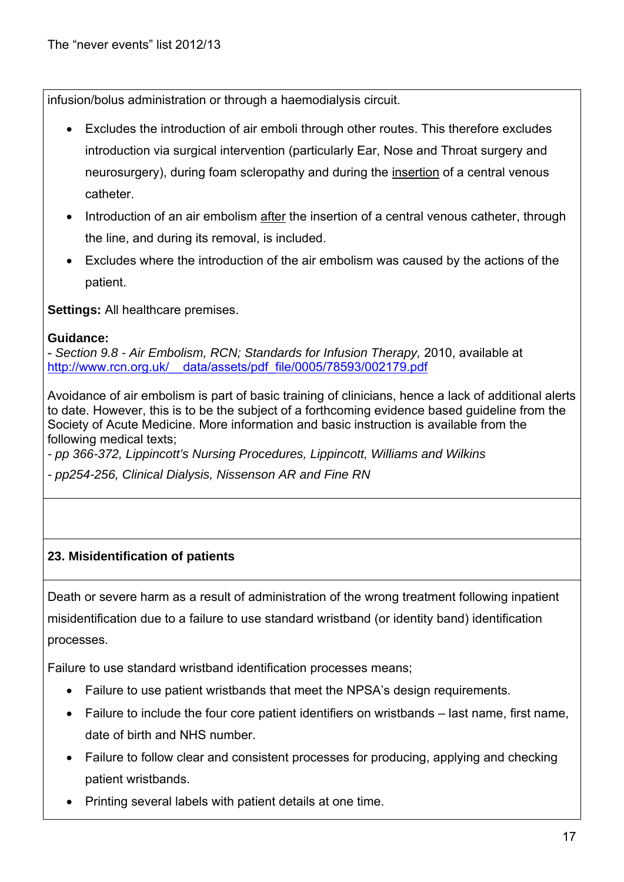infusion/bolus administration or through a haemodialysis circuit.

- Excludes the introduction of air emboli through other routes. This therefore excludes introduction via surgical intervention (particularly Ear, Nose and Throat surgery and neurosurgery), during foam scleropathy and during the insertion of a central venous catheter.
- Introduction of an air embolism after the insertion of a central venous catheter, through the line, and during its removal, is included.
- Excludes where the introduction of the air embolism was caused by the actions of the patient.

**Settings:** All healthcare premises.

**Guidance:**
- *Section 9.8 - Air Embolism, RCN; Standards for Infusion Therapy,* 2010, available at http://www.rcn.org.uk/__data/assets/pdf_file/0005/78593/002179.pdf

Avoidance of air embolism is part of basic training of clinicians, hence a lack of additional alerts to date. However, this is to be the subject of a forthcoming evidence based guideline from the Society of Acute Medicine. More information and basic instruction is available from the following medical texts;
- *pp 366-372, Lippincott's Nursing Procedures, Lippincott, Williams and Wilkins*
- *pp254-256, Clinical Dialysis, Nissenson AR and Fine RN*

**23. Misidentification of patients**

Death or severe harm as a result of administration of the wrong treatment following inpatient misidentification due to a failure to use standard wristband (or identity band) identification processes.

Failure to use standard wristband identification processes means;

- Failure to use patient wristbands that meet the NPSA's design requirements.
- Failure to include the four core patient identifiers on wristbands – last name, first name, date of birth and NHS number.
- Failure to follow clear and consistent processes for producing, applying and checking patient wristbands.
- Printing several labels with patient details at one time.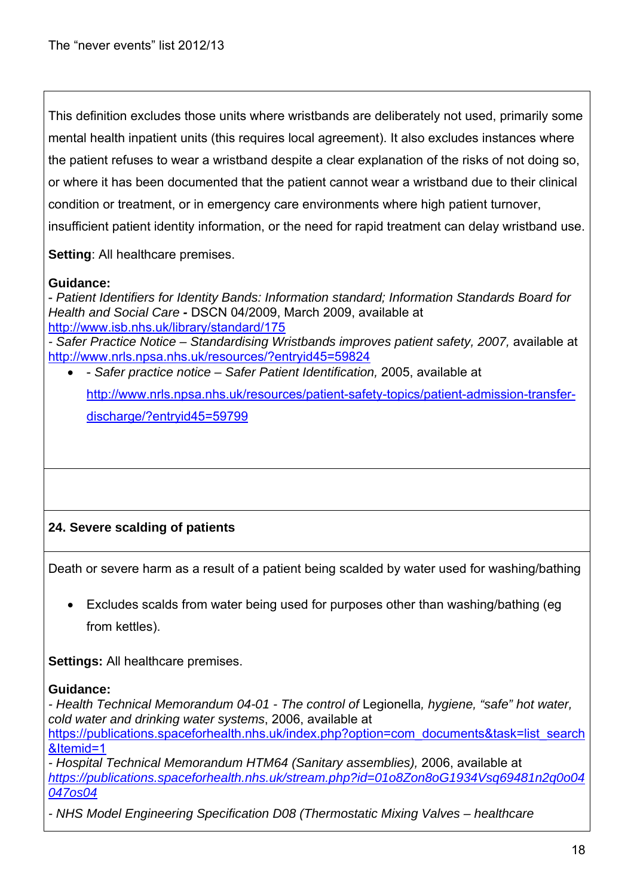This definition excludes those units where wristbands are deliberately not used, primarily some mental health inpatient units (this requires local agreement). It also excludes instances where the patient refuses to wear a wristband despite a clear explanation of the risks of not doing so, or where it has been documented that the patient cannot wear a wristband due to their clinical condition or treatment, or in emergency care environments where high patient turnover, insufficient patient identity information, or the need for rapid treatment can delay wristband use.

**Setting**: All healthcare premises.

**Guidance:**

- *Patient Identifiers for Identity Bands: Information standard; Information Standards Board for Health and Social Care* **-** DSCN 04/2009, March 2009, available at http://www.isb.nhs.uk/library/standard/175

- *Safer Practice Notice – Standardising Wristbands improves patient safety, 2007,* available at http://www.nrls.npsa.nhs.uk/resources/?entryid45=59824

- - *Safer practice notice – Safer Patient Identification,* 2005, available at http://www.nrls.npsa.nhs.uk/resources/patient-safety-topics/patient-admission-transfer-discharge/?entryid45=59799

**24. Severe scalding of patients**

Death or severe harm as a result of a patient being scalded by water used for washing/bathing

- Excludes scalds from water being used for purposes other than washing/bathing (eg from kettles).

**Settings:** All healthcare premises.

**Guidance:**

- *Health Technical Memorandum 04-01 - The control of* Legionella*, hygiene, "safe" hot water, cold water and drinking water systems*, 2006, available at https://publications.spaceforhealth.nhs.uk/index.php?option=com_documents&task=list_search&Itemid=1

- *Hospital Technical Memorandum HTM64 (Sanitary assemblies),* 2006, available at *https://publications.spaceforhealth.nhs.uk/stream.php?id=01o8Zon8oG1934Vsq69481n2q0o04047os04*

- *NHS Model Engineering Specification D08 (Thermostatic Mixing Valves – healthcare*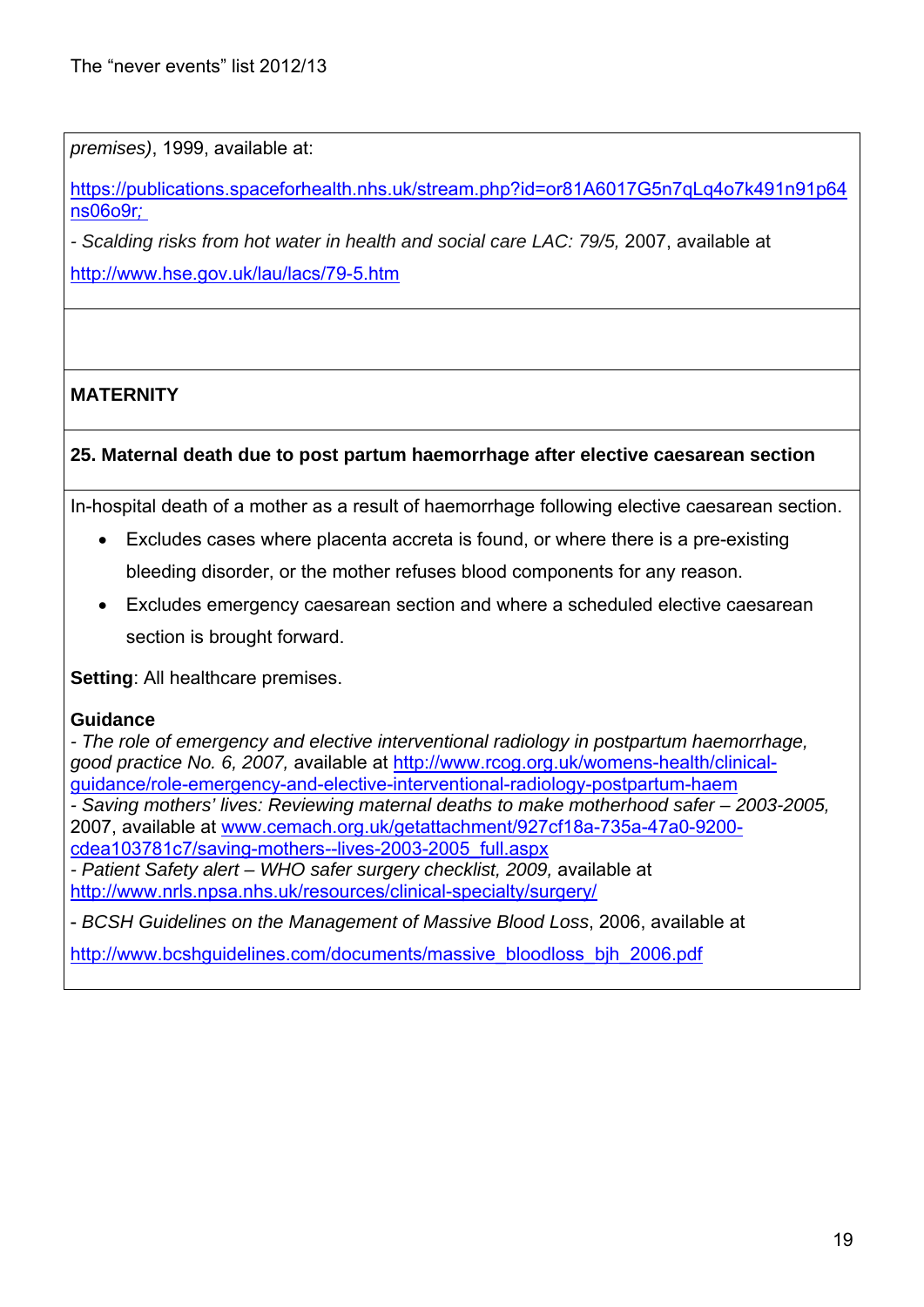*premises)*, 1999, available at:

https://publications.spaceforhealth.nhs.uk/stream.php?id=or81A6017G5n7qLq4o7k491n91p64ns06o9r;

- *Scalding risks from hot water in health and social care LAC: 79/5,* 2007, available at

http://www.hse.gov.uk/lau/lacs/79-5.htm

## MATERNITY

### 25. Maternal death due to post partum haemorrhage after elective caesarean section

In-hospital death of a mother as a result of haemorrhage following elective caesarean section.

- Excludes cases where placenta accreta is found, or where there is a pre-existing bleeding disorder, or the mother refuses blood components for any reason.
- Excludes emergency caesarean section and where a scheduled elective caesarean section is brought forward.

**Setting**: All healthcare premises.

**Guidance**

- *The role of emergency and elective interventional radiology in postpartum haemorrhage, good practice No. 6, 2007,* available at http://www.rcog.org.uk/womens-health/clinical-guidance/role-emergency-and-elective-interventional-radiology-postpartum-haem
- *Saving mothers' lives: Reviewing maternal deaths to make motherhood safer – 2003-2005,* 2007, available at www.cemach.org.uk/getattachment/927cf18a-735a-47a0-9200-cdea103781c7/saving-mothers--lives-2003-2005_full.aspx
- *Patient Safety alert – WHO safer surgery checklist, 2009,* available at http://www.nrls.npsa.nhs.uk/resources/clinical-specialty/surgery/

- *BCSH Guidelines on the Management of Massive Blood Loss*, 2006, available at

http://www.bcshguidelines.com/documents/massive_bloodloss_bjh_2006.pdf